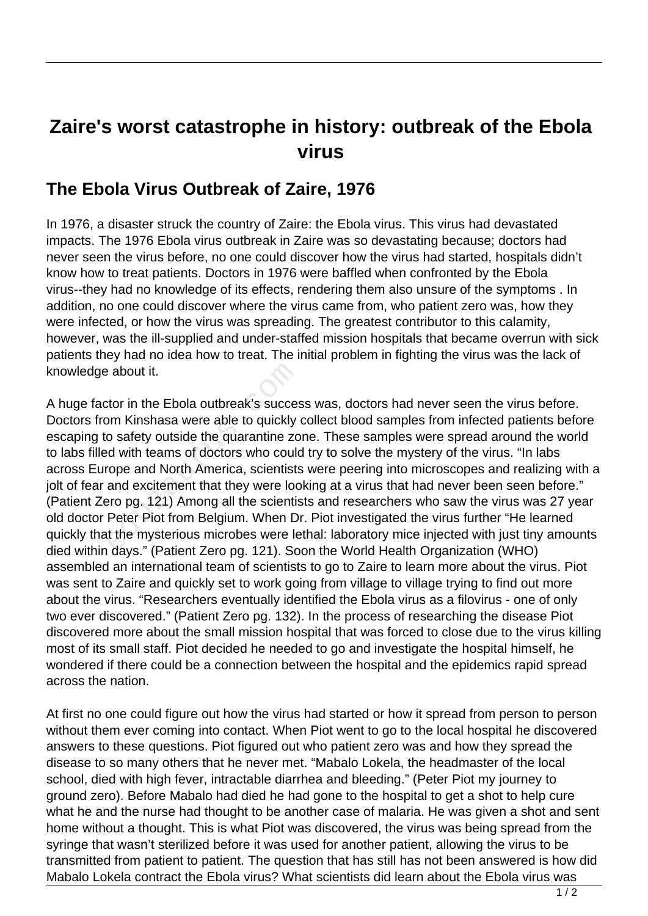# Zaire's worst catastrophe in history: outbreak of the Ebola virus

## The Ebola Virus Outbreak of Zaire, 1976

In 1976, a disaster struck the country of Zaire: the Ebola virus. This virus had devastated impacts. The 1976 Ebola virus outbreak in Zaire was so devastating because; doctors had never seen the virus before, no one could discover how the virus had started, hospitals didn't know how to treat patients. Doctors in 1976 were baffled when confronted by the Ebola virus--they had no knowledge of its effects, rendering them also unsure of the symptoms . In addition, no one could discover where the virus came from, who patient zero was, how they were infected, or how the virus was spreading. The greatest contributor to this calamity, however, was the ill-supplied and under-staffed mission hospitals that became overrun with sick patients they had no idea how to treat. The initial problem in fighting the virus was the lack of knowledge about it.

A huge factor in the Ebola outbreak's success was, doctors had never seen the virus before. Doctors from Kinshasa were able to quickly collect blood samples from infected patients before escaping to safety outside the quarantine zone. These samples were spread around the world to labs filled with teams of doctors who could try to solve the mystery of the virus. "In labs across Europe and North America, scientists were peering into microscopes and realizing with a jolt of fear and excitement that they were looking at a virus that had never been seen before." (Patient Zero pg. 121) Among all the scientists and researchers who saw the virus was 27 year old doctor Peter Piot from Belgium. When Dr. Piot investigated the virus further "He learned quickly that the mysterious microbes were lethal: laboratory mice injected with just tiny amounts died within days." (Patient Zero pg. 121). Soon the World Health Organization (WHO) assembled an international team of scientists to go to Zaire to learn more about the virus. Piot was sent to Zaire and quickly set to work going from village to village trying to find out more about the virus. "Researchers eventually identified the Ebola virus as a filovirus - one of only two ever discovered." (Patient Zero pg. 132). In the process of researching the disease Piot discovered more about the small mission hospital that was forced to close due to the virus killing most of its small staff. Piot decided he needed to go and investigate the hospital himself, he wondered if there could be a connection between the hospital and the epidemics rapid spread across the nation.

At first no one could figure out how the virus had started or how it spread from person to person without them ever coming into contact. When Piot went to go to the local hospital he discovered answers to these questions. Piot figured out who patient zero was and how they spread the disease to so many others that he never met. "Mabalo Lokela, the headmaster of the local school, died with high fever, intractable diarrhea and bleeding." (Peter Piot my journey to ground zero). Before Mabalo had died he had gone to the hospital to get a shot to help cure what he and the nurse had thought to be another case of malaria. He was given a shot and sent home without a thought. This is what Piot was discovered, the virus was being spread from the syringe that wasn't sterilized before it was used for another patient, allowing the virus to be transmitted from patient to patient. The question that has still has not been answered is how did Mabalo Lokela contract the Ebola virus? What scientists did learn about the Ebola virus was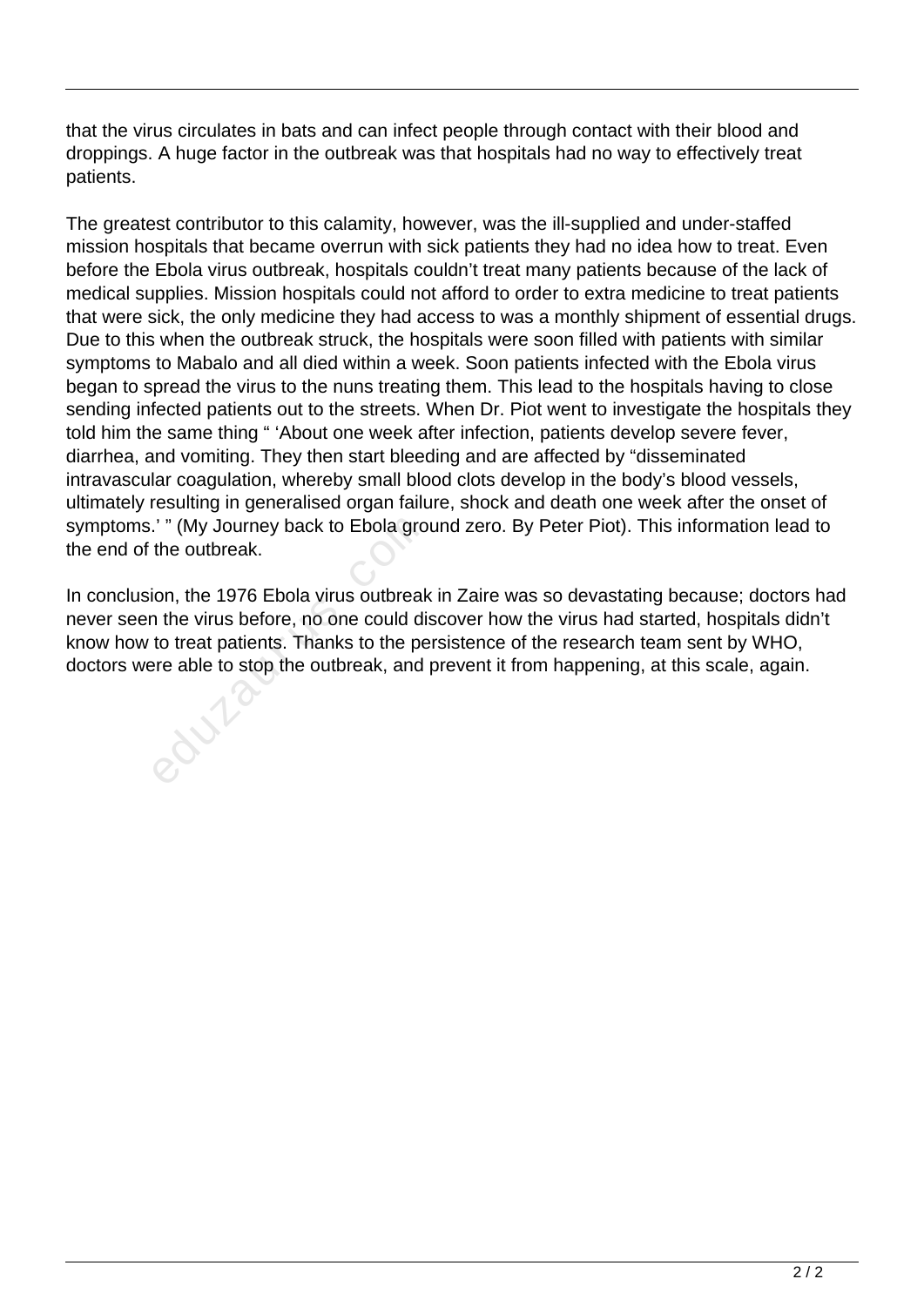that the virus circulates in bats and can infect people through contact with their blood and droppings. A huge factor in the outbreak was that hospitals had no way to effectively treat patients.

The greatest contributor to this calamity, however, was the ill-supplied and under-staffed mission hospitals that became overrun with sick patients they had no idea how to treat. Even before the Ebola virus outbreak, hospitals couldn't treat many patients because of the lack of medical supplies. Mission hospitals could not afford to order to extra medicine to treat patients that were sick, the only medicine they had access to was a monthly shipment of essential drugs. Due to this when the outbreak struck, the hospitals were soon filled with patients with similar symptoms to Mabalo and all died within a week. Soon patients infected with the Ebola virus began to spread the virus to the nuns treating them. This lead to the hospitals having to close sending infected patients out to the streets. When Dr. Piot went to investigate the hospitals they told him the same thing " 'About one week after infection, patients develop severe fever, diarrhea, and vomiting. They then start bleeding and are affected by "disseminated intravascular coagulation, whereby small blood clots develop in the body's blood vessels, ultimately resulting in generalised organ failure, shock and death one week after the onset of symptoms.' " (My Journey back to Ebola ground zero. By Peter Piot). This information lead to the end of the outbreak.

In conclusion, the 1976 Ebola virus outbreak in Zaire was so devastating because; doctors had never seen the virus before, no one could discover how the virus had started, hospitals didn't know how to treat patients. Thanks to the persistence of the research team sent by WHO, doctors were able to stop the outbreak, and prevent it from happening, at this scale, again.